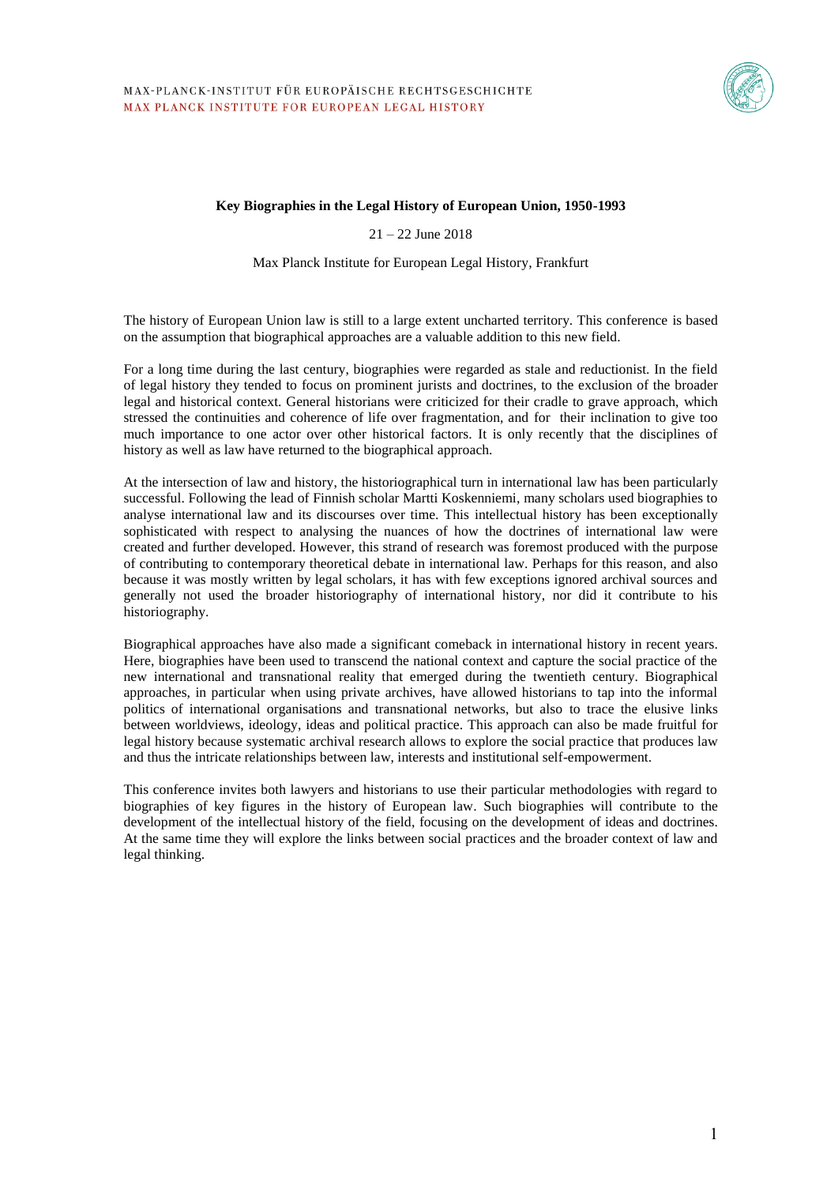MAX-PLANCK-INSTITUT FÜR EUROPÄISCHE RECHTSGESCHICHTE
MAX PLANCK INSTITUTE FOR EUROPEAN LEGAL HISTORY

# Key Biographies in the Legal History of European Union, 1950-1993

21 – 22 June 2018

Max Planck Institute for European Legal History, Frankfurt

The history of European Union law is still to a large extent uncharted territory. This conference is based on the assumption that biographical approaches are a valuable addition to this new field.

For a long time during the last century, biographies were regarded as stale and reductionist. In the field of legal history they tended to focus on prominent jurists and doctrines, to the exclusion of the broader legal and historical context. General historians were criticized for their cradle to grave approach, which stressed the continuities and coherence of life over fragmentation, and for their inclination to give too much importance to one actor over other historical factors. It is only recently that the disciplines of history as well as law have returned to the biographical approach.

At the intersection of law and history, the historiographical turn in international law has been particularly successful. Following the lead of Finnish scholar Martti Koskenniemi, many scholars used biographies to analyse international law and its discourses over time. This intellectual history has been exceptionally sophisticated with respect to analysing the nuances of how the doctrines of international law were created and further developed. However, this strand of research was foremost produced with the purpose of contributing to contemporary theoretical debate in international law. Perhaps for this reason, and also because it was mostly written by legal scholars, it has with few exceptions ignored archival sources and generally not used the broader historiography of international history, nor did it contribute to his historiography.

Biographical approaches have also made a significant comeback in international history in recent years. Here, biographies have been used to transcend the national context and capture the social practice of the new international and transnational reality that emerged during the twentieth century. Biographical approaches, in particular when using private archives, have allowed historians to tap into the informal politics of international organisations and transnational networks, but also to trace the elusive links between worldviews, ideology, ideas and political practice. This approach can also be made fruitful for legal history because systematic archival research allows to explore the social practice that produces law and thus the intricate relationships between law, interests and institutional self-empowerment.

This conference invites both lawyers and historians to use their particular methodologies with regard to biographies of key figures in the history of European law. Such biographies will contribute to the development of the intellectual history of the field, focusing on the development of ideas and doctrines. At the same time they will explore the links between social practices and the broader context of law and legal thinking.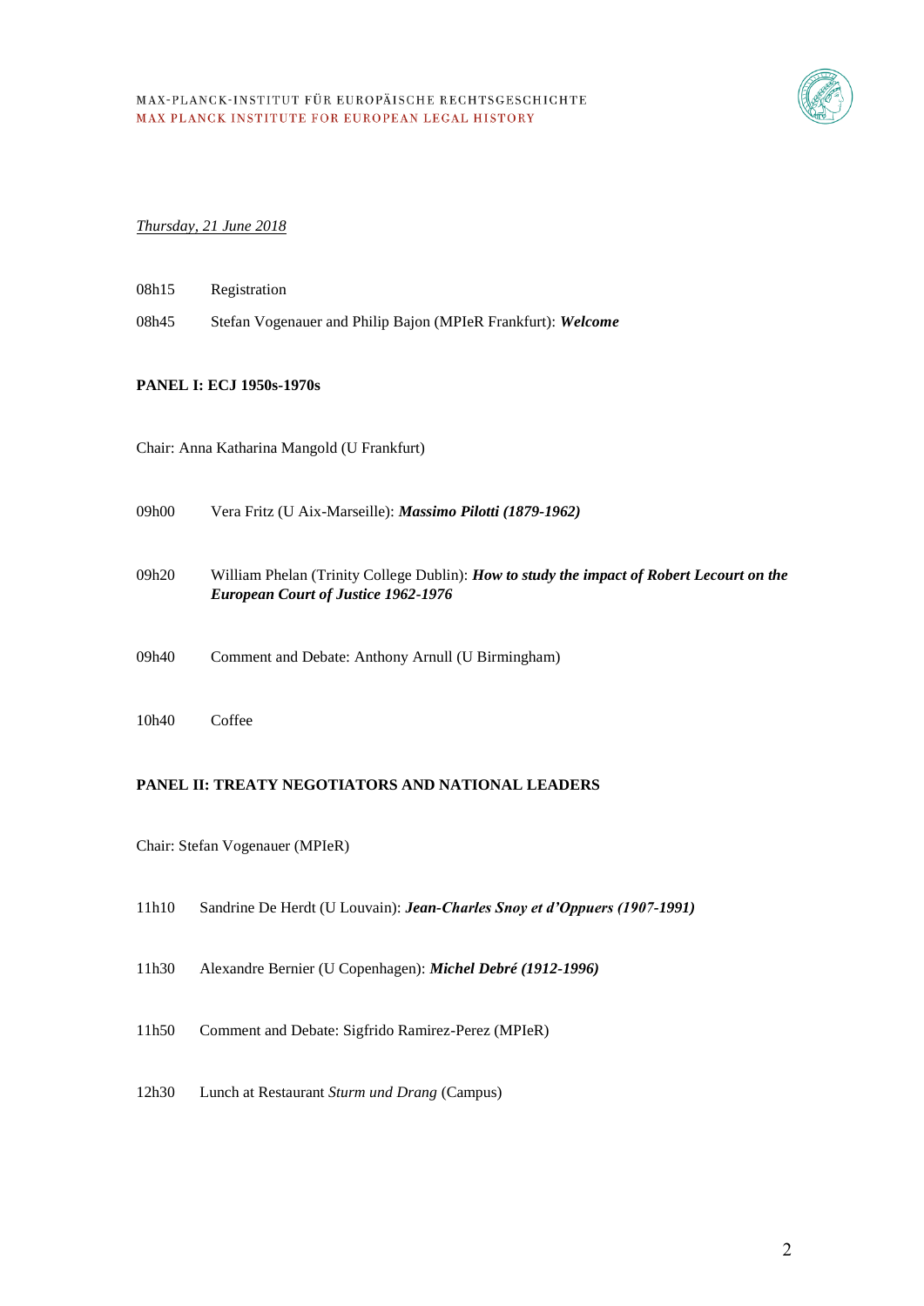*Thursday, 21 June 2018*

08h15 Registration

08h45 Stefan Vogenauer and Philip Bajon (MPIeR Frankfurt): ***Welcome***

**PANEL I: ECJ 1950s-1970s**

Chair: Anna Katharina Mangold (U Frankfurt)

09h00 Vera Fritz (U Aix-Marseille): ***Massimo Pilotti (1879-1962)***

09h20 William Phelan (Trinity College Dublin): ***How to study the impact of Robert Lecourt on the European Court of Justice 1962-1976***

09h40 Comment and Debate: Anthony Arnull (U Birmingham)

10h40 Coffee

**PANEL II: TREATY NEGOTIATORS AND NATIONAL LEADERS**

Chair: Stefan Vogenauer (MPIeR)

11h10 Sandrine De Herdt (U Louvain): ***Jean-Charles Snoy et d'Oppuers (1907-1991)***

11h30 Alexandre Bernier (U Copenhagen): ***Michel Debré (1912-1996)***

11h50 Comment and Debate: Sigfrido Ramirez-Perez (MPIeR)

12h30 Lunch at Restaurant *Sturm und Drang* (Campus)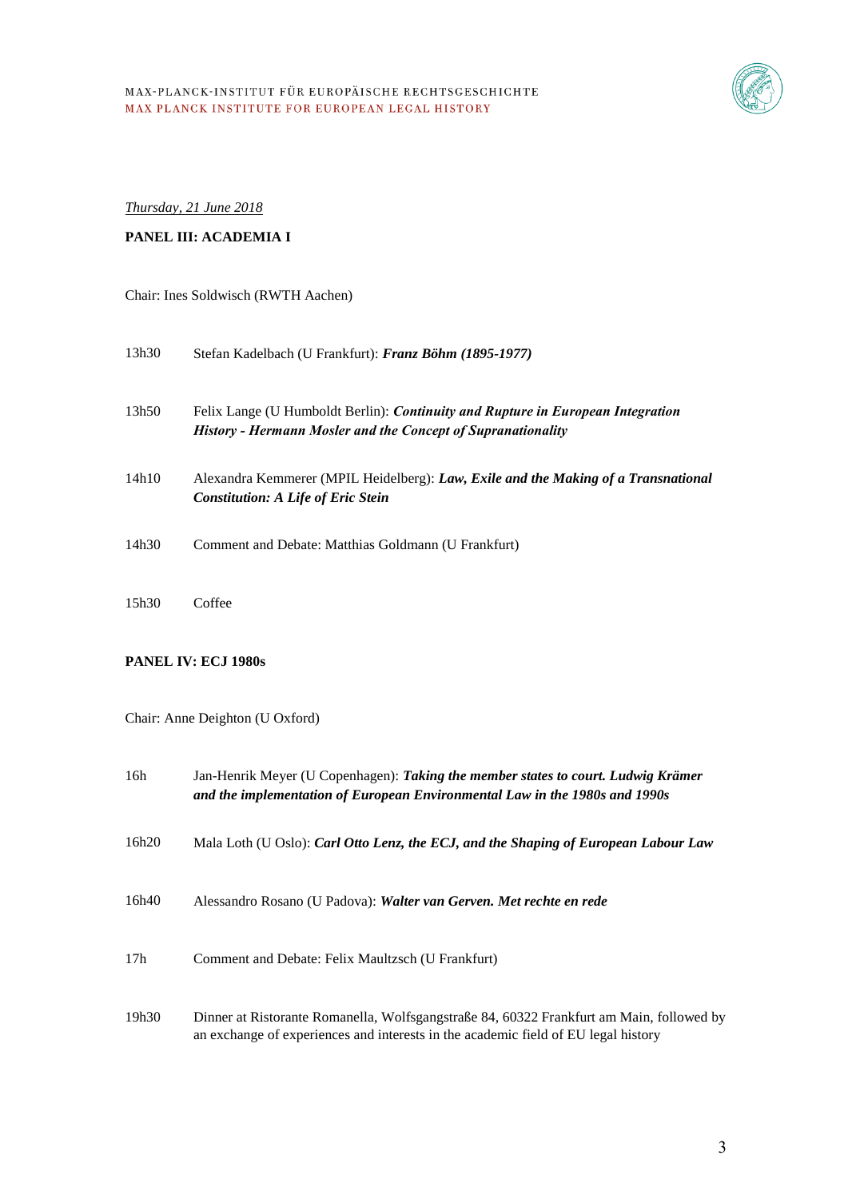*Thursday, 21 June 2018*

**PANEL III: ACADEMIA I**

Chair: Ines Soldwisch (RWTH Aachen)

13h30 Stefan Kadelbach (U Frankfurt): ***Franz Böhm (1895-1977)***

13h50 Felix Lange (U Humboldt Berlin): ***Continuity and Rupture in European Integration History - Hermann Mosler and the Concept of Supranationality***

14h10 Alexandra Kemmerer (MPIL Heidelberg): ***Law, Exile and the Making of a Transnational Constitution: A Life of Eric Stein***

14h30 Comment and Debate: Matthias Goldmann (U Frankfurt)

15h30 Coffee

**PANEL IV: ECJ 1980s**

Chair: Anne Deighton (U Oxford)

16h Jan-Henrik Meyer (U Copenhagen): ***Taking the member states to court. Ludwig Krämer and the implementation of European Environmental Law in the 1980s and 1990s***

16h20 Mala Loth (U Oslo): ***Carl Otto Lenz, the ECJ, and the Shaping of European Labour Law***

16h40 Alessandro Rosano (U Padova): ***Walter van Gerven. Met rechte en rede***

17h Comment and Debate: Felix Maultzsch (U Frankfurt)

19h30 Dinner at Ristorante Romanella, Wolfsgangstraße 84, 60322 Frankfurt am Main, followed by an exchange of experiences and interests in the academic field of EU legal history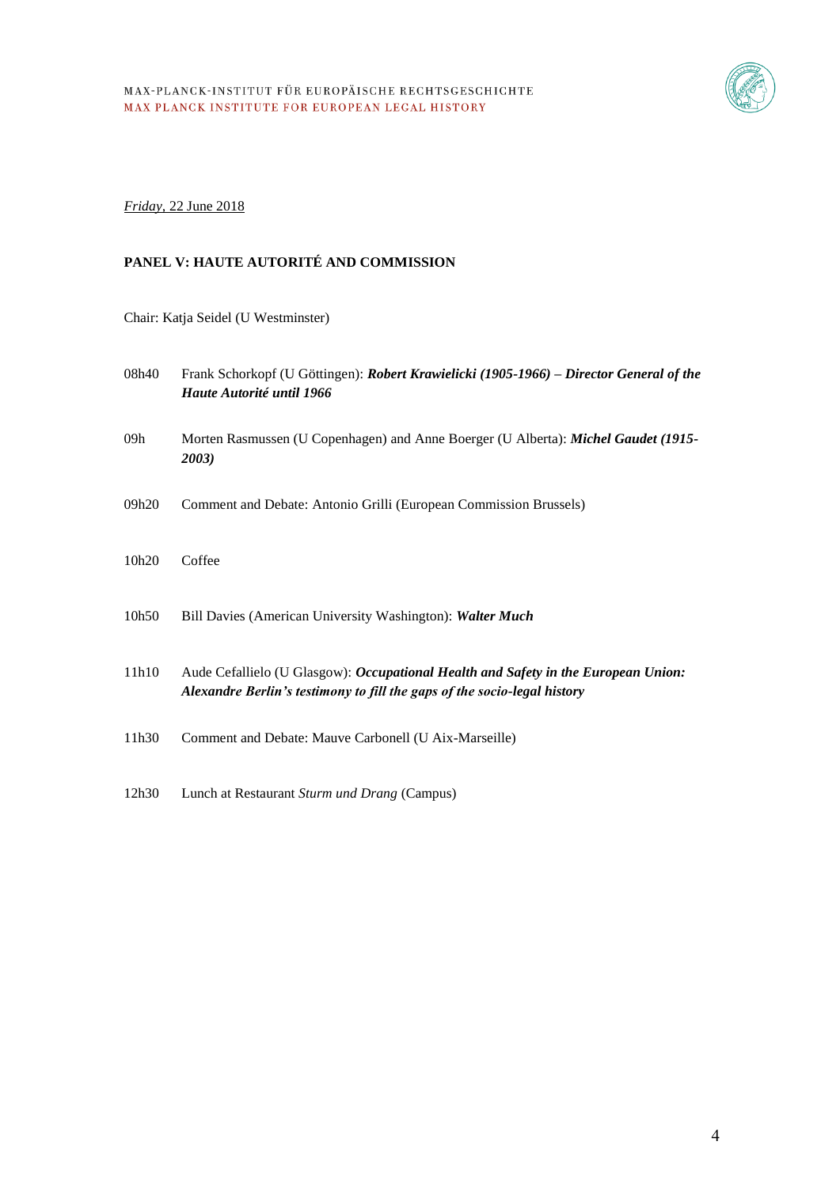*Friday*, 22 June 2018

**PANEL V: HAUTE AUTORITÉ AND COMMISSION**

Chair: Katja Seidel (U Westminster)

08h40 Frank Schorkopf (U Göttingen): ***Robert Krawielicki (1905-1966) – Director General of the Haute Autorité until 1966***

09h Morten Rasmussen (U Copenhagen) and Anne Boerger (U Alberta): ***Michel Gaudet (1915-2003)***

09h20 Comment and Debate: Antonio Grilli (European Commission Brussels)

10h20 Coffee

10h50 Bill Davies (American University Washington): ***Walter Much***

11h10 Aude Cefallielo (U Glasgow): ***Occupational Health and Safety in the European Union: Alexandre Berlin's testimony to fill the gaps of the socio-legal history***

11h30 Comment and Debate: Mauve Carbonell (U Aix-Marseille)

12h30 Lunch at Restaurant *Sturm und Drang* (Campus)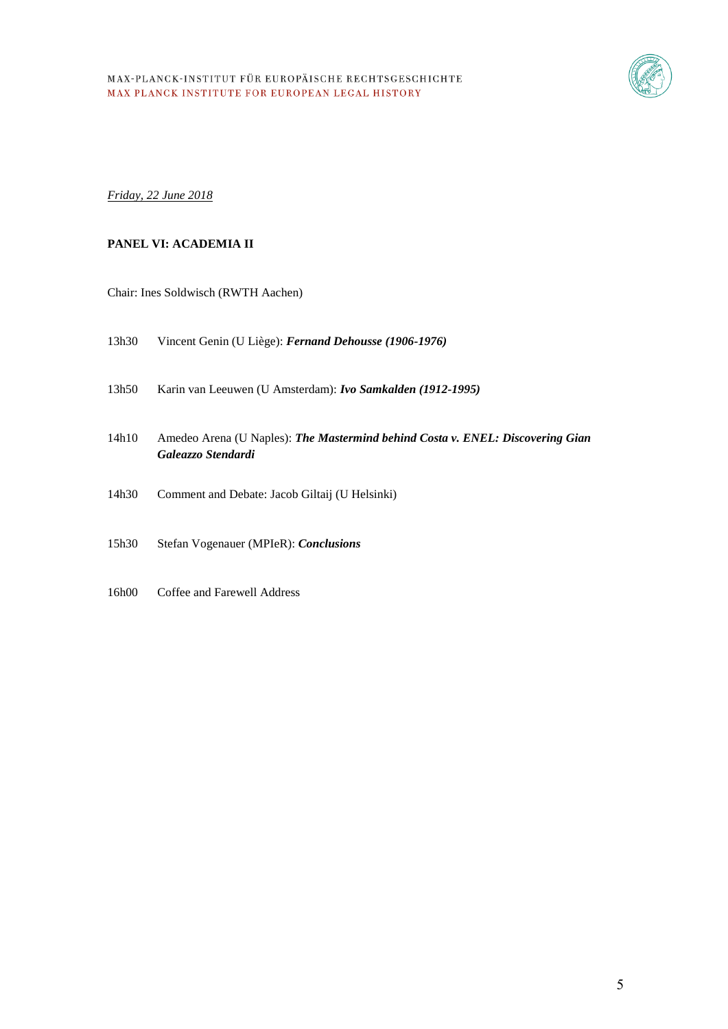*Friday, 22 June 2018*

**PANEL VI: ACADEMIA II**

Chair: Ines Soldwisch (RWTH Aachen)

13h30 Vincent Genin (U Liège): ***Fernand Dehousse (1906-1976)***

13h50 Karin van Leeuwen (U Amsterdam): ***Ivo Samkalden (1912-1995)***

14h10 Amedeo Arena (U Naples): ***The Mastermind behind Costa v. ENEL: Discovering Gian Galeazzo Stendardi***

14h30 Comment and Debate: Jacob Giltaij (U Helsinki)

15h30 Stefan Vogenauer (MPIeR): ***Conclusions***

16h00 Coffee and Farewell Address